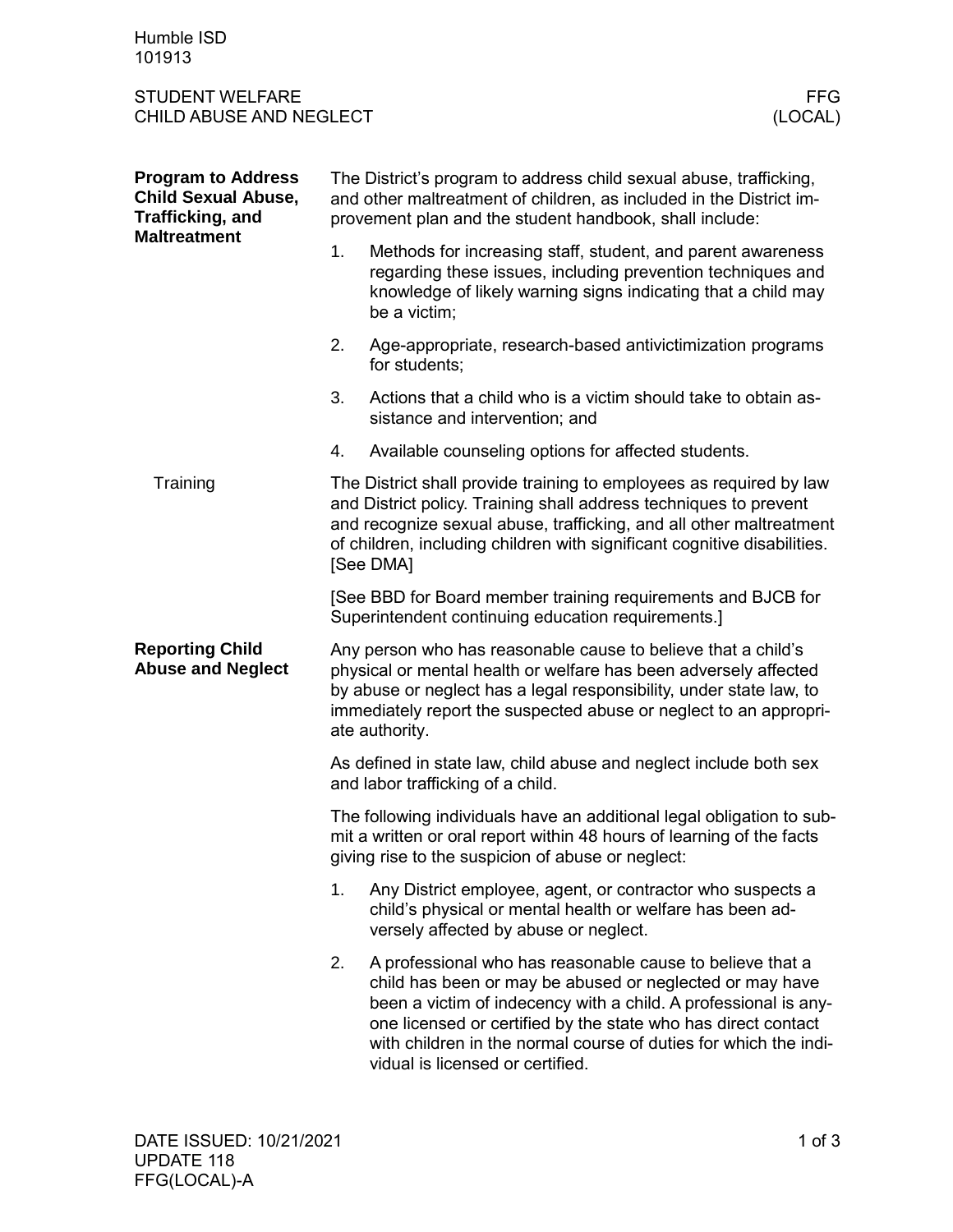Humble ISD
101913

STUDENT WELFARE
CHILD ABUSE AND NEGLECT

FFG
(LOCAL)

## Program to Address Child Sexual Abuse, Trafficking, and Maltreatment

The District's program to address child sexual abuse, trafficking, and other maltreatment of children, as included in the District improvement plan and the student handbook, shall include:

1. Methods for increasing staff, student, and parent awareness regarding these issues, including prevention techniques and knowledge of likely warning signs indicating that a child may be a victim;
2. Age-appropriate, research-based antivictimization programs for students;
3. Actions that a child who is a victim should take to obtain assistance and intervention; and
4. Available counseling options for affected students.

### Training

The District shall provide training to employees as required by law and District policy. Training shall address techniques to prevent and recognize sexual abuse, trafficking, and all other maltreatment of children, including children with significant cognitive disabilities. [See DMA]

[See BBD for Board member training requirements and BJCB for Superintendent continuing education requirements.]

## Reporting Child Abuse and Neglect

Any person who has reasonable cause to believe that a child's physical or mental health or welfare has been adversely affected by abuse or neglect has a legal responsibility, under state law, to immediately report the suspected abuse or neglect to an appropriate authority.

As defined in state law, child abuse and neglect include both sex and labor trafficking of a child.

The following individuals have an additional legal obligation to submit a written or oral report within 48 hours of learning of the facts giving rise to the suspicion of abuse or neglect:

1. Any District employee, agent, or contractor who suspects a child's physical or mental health or welfare has been adversely affected by abuse or neglect.
2. A professional who has reasonable cause to believe that a child has been or may be abused or neglected or may have been a victim of indecency with a child. A professional is anyone licensed or certified by the state who has direct contact with children in the normal course of duties for which the individual is licensed or certified.

DATE ISSUED: 10/21/2021
UPDATE 118
FFG(LOCAL)-A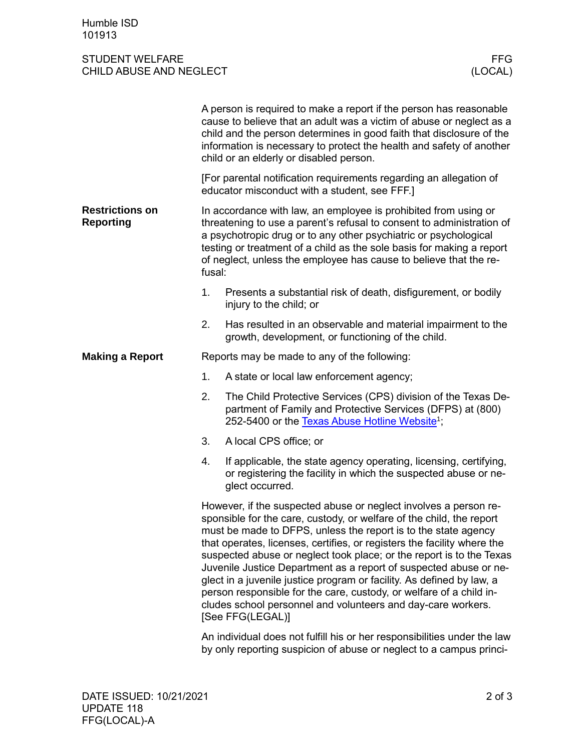A person is required to make a report if the person has reasonable cause to believe that an adult was a victim of abuse or neglect as a child and the person determines in good faith that disclosure of the information is necessary to protect the health and safety of another child or an elderly or disabled person.

[For parental notification requirements regarding an allegation of educator misconduct with a student, see FFF.]

**Restrictions on Reporting**

In accordance with law, an employee is prohibited from using or threatening to use a parent's refusal to consent to administration of a psychotropic drug or to any other psychiatric or psychological testing or treatment of a child as the sole basis for making a report of neglect, unless the employee has cause to believe that the refusal:

1. Presents a substantial risk of death, disfigurement, or bodily injury to the child; or
2. Has resulted in an observable and material impairment to the growth, development, or functioning of the child.

**Making a Report**

Reports may be made to any of the following:

1. A state or local law enforcement agency;
2. The Child Protective Services (CPS) division of the Texas Department of Family and Protective Services (DFPS) at (800) 252-5400 or the Texas Abuse Hotline Website[1];
3. A local CPS office; or
4. If applicable, the state agency operating, licensing, certifying, or registering the facility in which the suspected abuse or neglect occurred.

However, if the suspected abuse or neglect involves a person responsible for the care, custody, or welfare of the child, the report must be made to DFPS, unless the report is to the state agency that operates, licenses, certifies, or registers the facility where the suspected abuse or neglect took place; or the report is to the Texas Juvenile Justice Department as a report of suspected abuse or neglect in a juvenile justice program or facility. As defined by law, a person responsible for the care, custody, or welfare of a child includes school personnel and volunteers and day-care workers. [See FFG(LEGAL)]

An individual does not fulfill his or her responsibilities under the law by only reporting suspicion of abuse or neglect to a campus princi-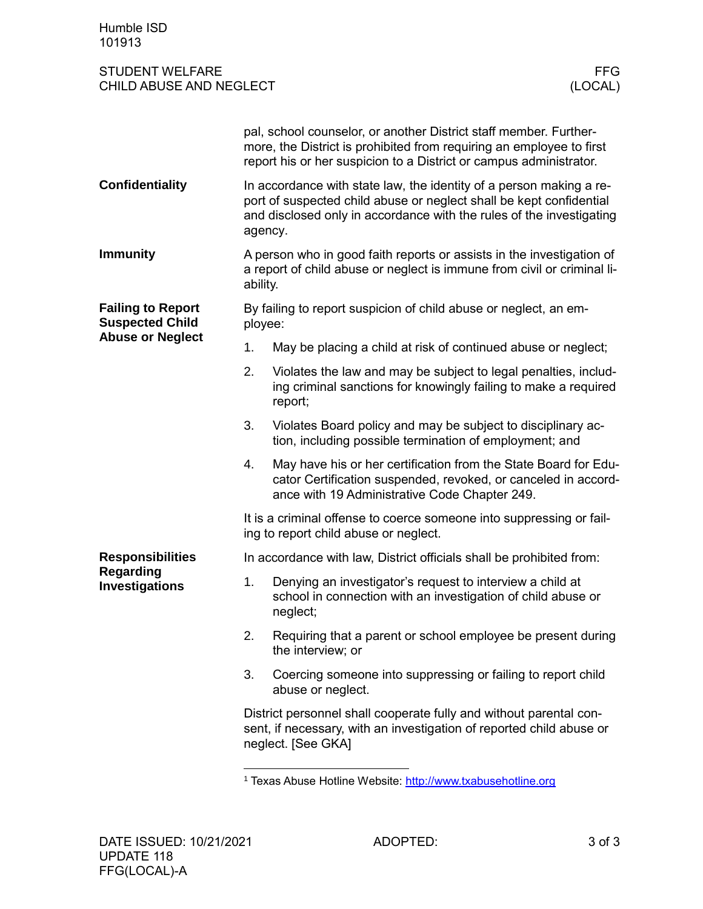pal, school counselor, or another District staff member. Furthermore, the District is prohibited from requiring an employee to first report his or her suspicion to a District or campus administrator.

**Confidentiality**

In accordance with state law, the identity of a person making a report of suspected child abuse or neglect shall be kept confidential and disclosed only in accordance with the rules of the investigating agency.

**Immunity**

A person who in good faith reports or assists in the investigation of a report of child abuse or neglect is immune from civil or criminal liability.

**Failing to Report Suspected Child Abuse or Neglect**

By failing to report suspicion of child abuse or neglect, an employee:

1. May be placing a child at risk of continued abuse or neglect;
2. Violates the law and may be subject to legal penalties, including criminal sanctions for knowingly failing to make a required report;
3. Violates Board policy and may be subject to disciplinary action, including possible termination of employment; and
4. May have his or her certification from the State Board for Educator Certification suspended, revoked, or canceled in accordance with 19 Administrative Code Chapter 249.

It is a criminal offense to coerce someone into suppressing or failing to report child abuse or neglect.

**Responsibilities Regarding Investigations**

In accordance with law, District officials shall be prohibited from:

1. Denying an investigator's request to interview a child at school in connection with an investigation of child abuse or neglect;
2. Requiring that a parent or school employee be present during the interview; or
3. Coercing someone into suppressing or failing to report child abuse or neglect.

District personnel shall cooperate fully and without parental consent, if necessary, with an investigation of reported child abuse or neglect. [See GKA]

[1] Texas Abuse Hotline Website: http://www.txabusehotline.org